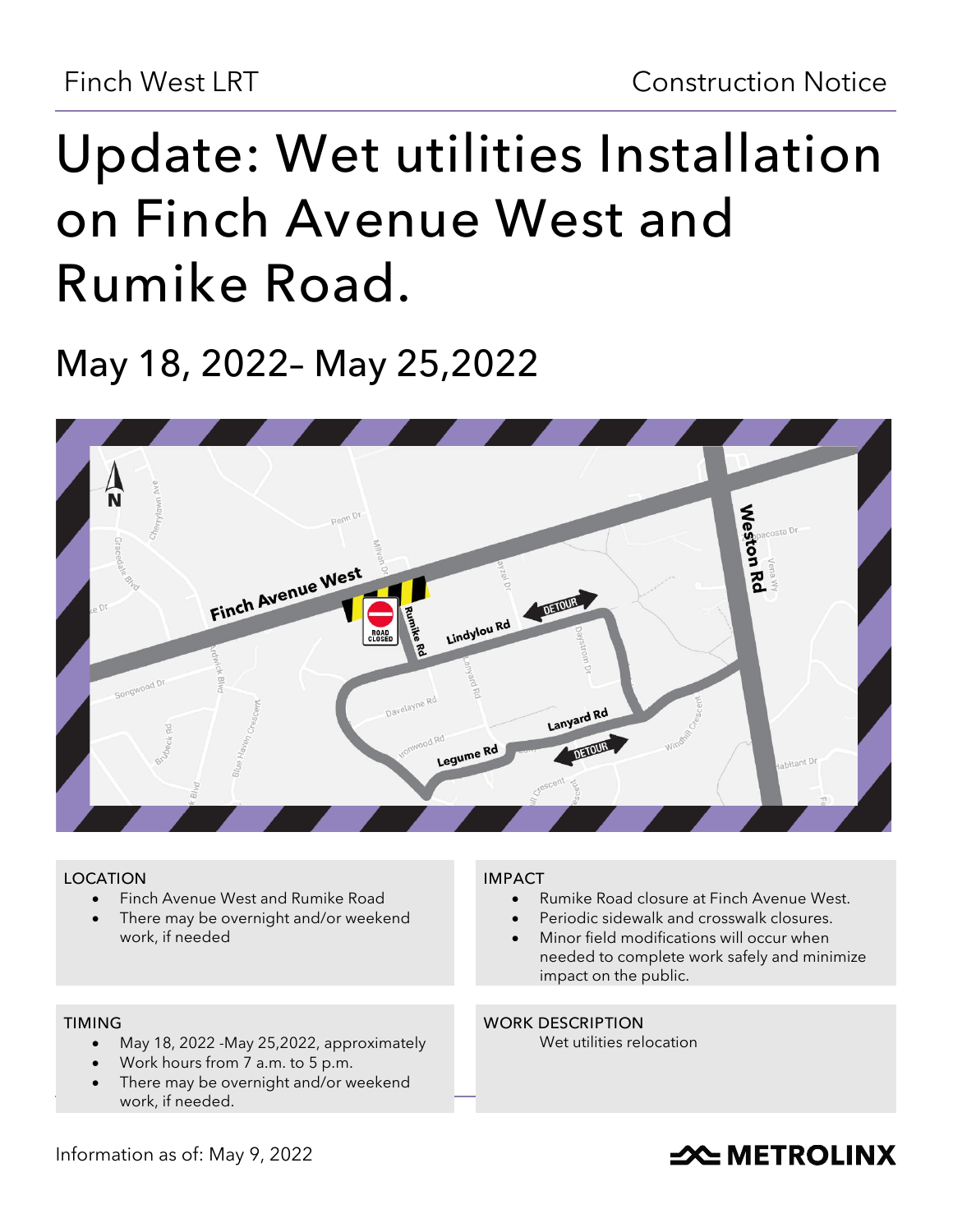Finch West LRT

Construction Notice

# Update: Wet utilities Installation on Finch Avenue West and Rumike Road.

## May 18, 2022– May 25,2022

### LOCATION

- Finch Avenue West and Rumike Road
- There may be overnight and/or weekend work, if needed

### IMPACT

- Rumike Road closure at Finch Avenue West.
- Periodic sidewalk and crosswalk closures.
- Minor field modifications will occur when needed to complete work safely and minimize impact on the public.

### TIMING

- May 18, 2022 -May 25,2022, approximately
- Work hours from 7 a.m. to 5 p.m.
- There may be overnight and/or weekend work, if needed.

### WORK DESCRIPTION

Wet utilities relocation

Information as of: May 9, 2022

METROLINX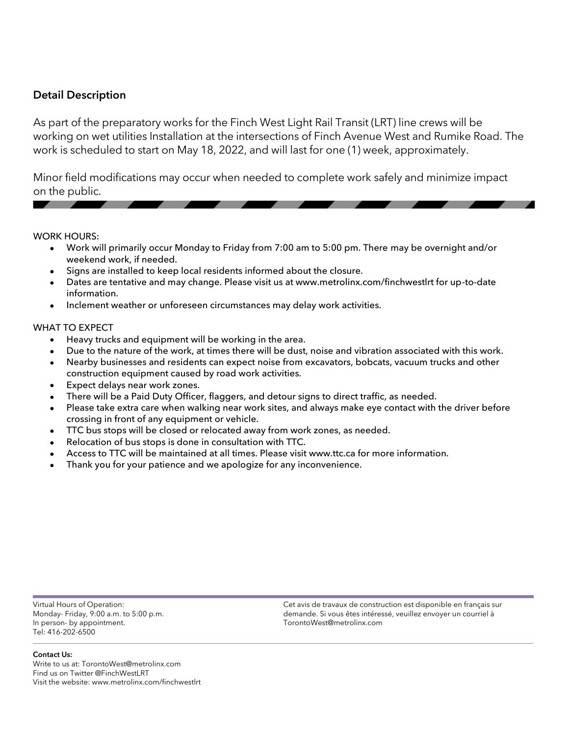## Detail Description

As part of the preparatory works for the Finch West Light Rail Transit (LRT) line crews will be working on wet utilities Installation at the intersections of Finch Avenue West and Rumike Road. The work is scheduled to start on May 18, 2022, and will last for one (1) week, approximately.

Minor field modifications may occur when needed to complete work safely and minimize impact on the public.

WORK HOURS:

- Work will primarily occur Monday to Friday from 7:00 am to 5:00 pm. There may be overnight and/or weekend work, if needed.
- Signs are installed to keep local residents informed about the closure.
- Dates are tentative and may change. Please visit us at www.metrolinx.com/finchwestlrt for up-to-date information.
- Inclement weather or unforeseen circumstances may delay work activities.

WHAT TO EXPECT

- Heavy trucks and equipment will be working in the area.
- Due to the nature of the work, at times there will be dust, noise and vibration associated with this work.
- Nearby businesses and residents can expect noise from excavators, bobcats, vacuum trucks and other construction equipment caused by road work activities.
- Expect delays near work zones.
- There will be a Paid Duty Officer, flaggers, and detour signs to direct traffic, as needed.
- Please take extra care when walking near work sites, and always make eye contact with the driver before crossing in front of any equipment or vehicle.
- TTC bus stops will be closed or relocated away from work zones, as needed.
- Relocation of bus stops is done in consultation with TTC.
- Access to TTC will be maintained at all times. Please visit www.ttc.ca for more information.
- Thank you for your patience and we apologize for any inconvenience.

Virtual Hours of Operation:
Monday- Friday, 9:00 a.m. to 5:00 p.m.
In person- by appointment.
Tel: 416-202-6500

Cet avis de travaux de construction est disponible en français sur demande. Si vous êtes intéressé, veuillez envoyer un courriel à TorontoWest@metrolinx.com

**Contact Us:**
Write to us at: TorontoWest@metrolinx.com
Find us on Twitter @FinchWestLRT
Visit the website: www.metrolinx.com/finchwestlrt